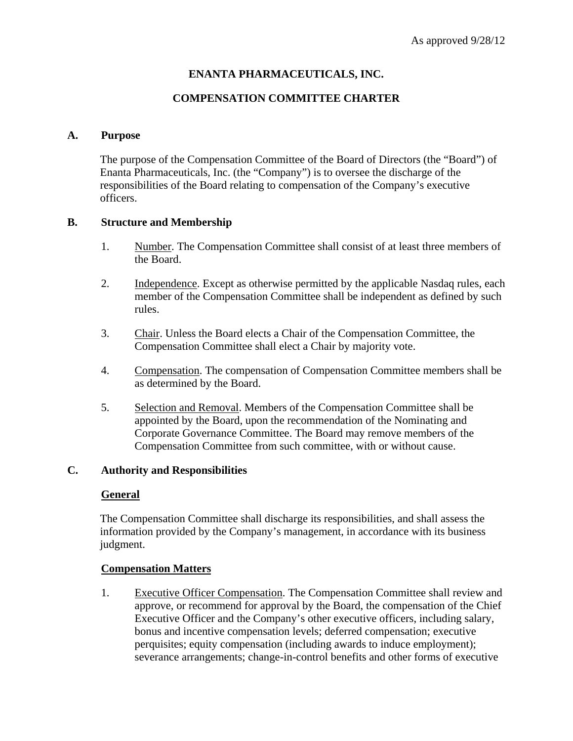As approved 9/28/12

# ENANTA PHARMACEUTICALS, INC.

# COMPENSATION COMMITTEE CHARTER

## A. Purpose

The purpose of the Compensation Committee of the Board of Directors (the "Board") of Enanta Pharmaceuticals, Inc. (the "Company") is to oversee the discharge of the responsibilities of the Board relating to compensation of the Company's executive officers.

## B. Structure and Membership

1. Number. The Compensation Committee shall consist of at least three members of the Board.

2. Independence. Except as otherwise permitted by the applicable Nasdaq rules, each member of the Compensation Committee shall be independent as defined by such rules.

3. Chair. Unless the Board elects a Chair of the Compensation Committee, the Compensation Committee shall elect a Chair by majority vote.

4. Compensation. The compensation of Compensation Committee members shall be as determined by the Board.

5. Selection and Removal. Members of the Compensation Committee shall be appointed by the Board, upon the recommendation of the Nominating and Corporate Governance Committee. The Board may remove members of the Compensation Committee from such committee, with or without cause.

## C. Authority and Responsibilities

### General

The Compensation Committee shall discharge its responsibilities, and shall assess the information provided by the Company's management, in accordance with its business judgment.

### Compensation Matters

1. Executive Officer Compensation. The Compensation Committee shall review and approve, or recommend for approval by the Board, the compensation of the Chief Executive Officer and the Company's other executive officers, including salary, bonus and incentive compensation levels; deferred compensation; executive perquisites; equity compensation (including awards to induce employment); severance arrangements; change-in-control benefits and other forms of executive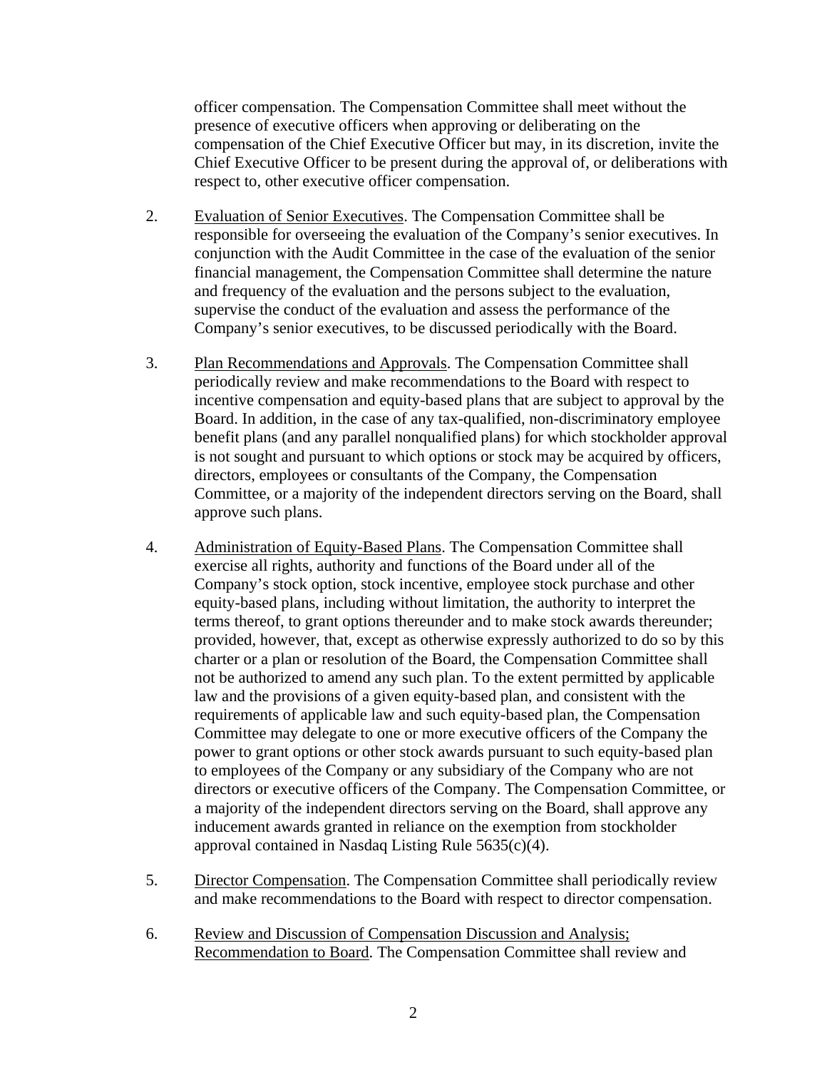officer compensation. The Compensation Committee shall meet without the presence of executive officers when approving or deliberating on the compensation of the Chief Executive Officer but may, in its discretion, invite the Chief Executive Officer to be present during the approval of, or deliberations with respect to, other executive officer compensation.

2. Evaluation of Senior Executives. The Compensation Committee shall be responsible for overseeing the evaluation of the Company's senior executives. In conjunction with the Audit Committee in the case of the evaluation of the senior financial management, the Compensation Committee shall determine the nature and frequency of the evaluation and the persons subject to the evaluation, supervise the conduct of the evaluation and assess the performance of the Company's senior executives, to be discussed periodically with the Board.

3. Plan Recommendations and Approvals. The Compensation Committee shall periodically review and make recommendations to the Board with respect to incentive compensation and equity-based plans that are subject to approval by the Board. In addition, in the case of any tax-qualified, non-discriminatory employee benefit plans (and any parallel nonqualified plans) for which stockholder approval is not sought and pursuant to which options or stock may be acquired by officers, directors, employees or consultants of the Company, the Compensation Committee, or a majority of the independent directors serving on the Board, shall approve such plans.

4. Administration of Equity-Based Plans. The Compensation Committee shall exercise all rights, authority and functions of the Board under all of the Company's stock option, stock incentive, employee stock purchase and other equity-based plans, including without limitation, the authority to interpret the terms thereof, to grant options thereunder and to make stock awards thereunder; provided, however, that, except as otherwise expressly authorized to do so by this charter or a plan or resolution of the Board, the Compensation Committee shall not be authorized to amend any such plan. To the extent permitted by applicable law and the provisions of a given equity-based plan, and consistent with the requirements of applicable law and such equity-based plan, the Compensation Committee may delegate to one or more executive officers of the Company the power to grant options or other stock awards pursuant to such equity-based plan to employees of the Company or any subsidiary of the Company who are not directors or executive officers of the Company. The Compensation Committee, or a majority of the independent directors serving on the Board, shall approve any inducement awards granted in reliance on the exemption from stockholder approval contained in Nasdaq Listing Rule 5635(c)(4).

5. Director Compensation. The Compensation Committee shall periodically review and make recommendations to the Board with respect to director compensation.

6. Review and Discussion of Compensation Discussion and Analysis; Recommendation to Board. The Compensation Committee shall review and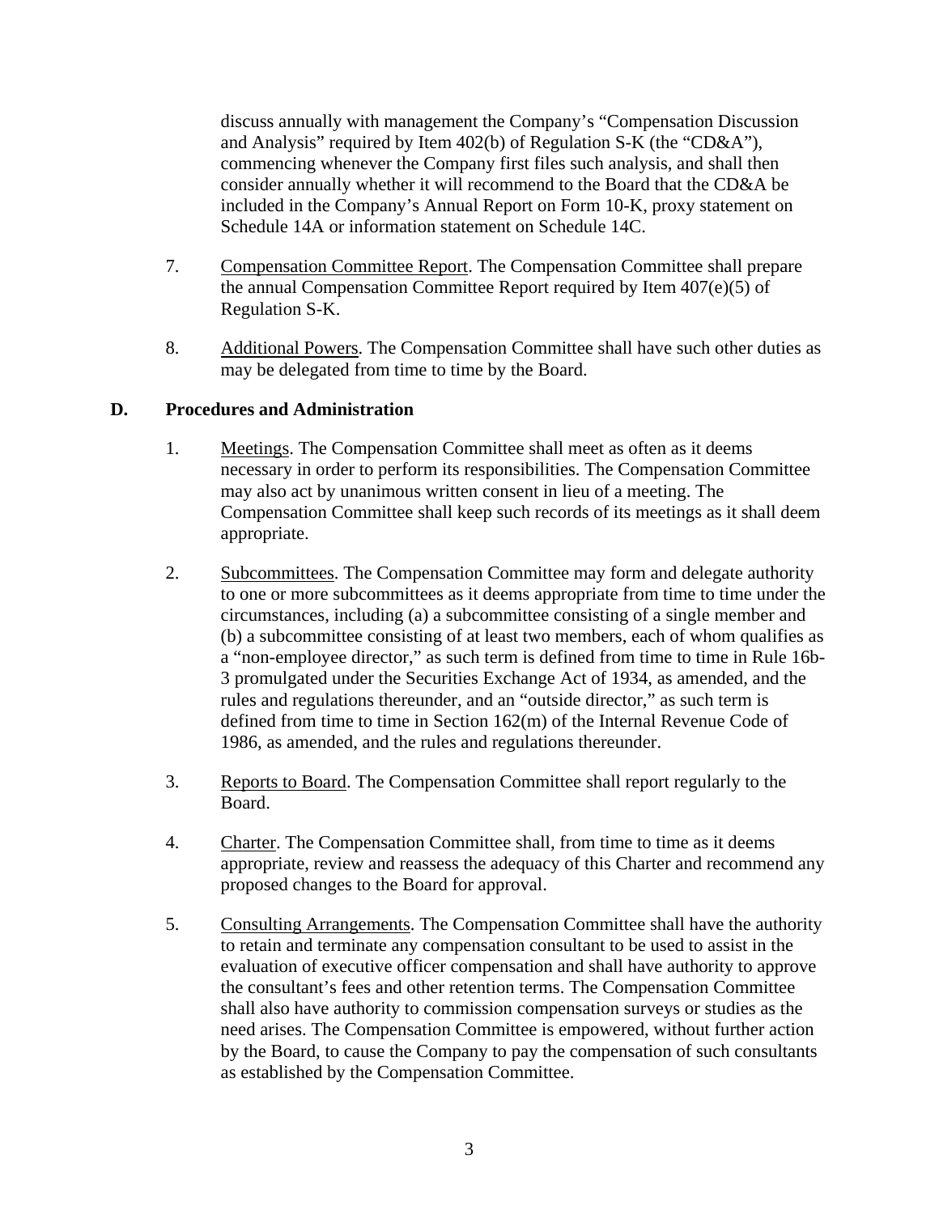discuss annually with management the Company's "Compensation Discussion and Analysis" required by Item 402(b) of Regulation S-K (the "CD&A"), commencing whenever the Company first files such analysis, and shall then consider annually whether it will recommend to the Board that the CD&A be included in the Company's Annual Report on Form 10-K, proxy statement on Schedule 14A or information statement on Schedule 14C.

7. Compensation Committee Report. The Compensation Committee shall prepare the annual Compensation Committee Report required by Item 407(e)(5) of Regulation S-K.

8. Additional Powers. The Compensation Committee shall have such other duties as may be delegated from time to time by the Board.

**D. Procedures and Administration**

1. Meetings. The Compensation Committee shall meet as often as it deems necessary in order to perform its responsibilities. The Compensation Committee may also act by unanimous written consent in lieu of a meeting. The Compensation Committee shall keep such records of its meetings as it shall deem appropriate.

2. Subcommittees. The Compensation Committee may form and delegate authority to one or more subcommittees as it deems appropriate from time to time under the circumstances, including (a) a subcommittee consisting of a single member and (b) a subcommittee consisting of at least two members, each of whom qualifies as a "non-employee director," as such term is defined from time to time in Rule 16b-3 promulgated under the Securities Exchange Act of 1934, as amended, and the rules and regulations thereunder, and an "outside director," as such term is defined from time to time in Section 162(m) of the Internal Revenue Code of 1986, as amended, and the rules and regulations thereunder.

3. Reports to Board. The Compensation Committee shall report regularly to the Board.

4. Charter. The Compensation Committee shall, from time to time as it deems appropriate, review and reassess the adequacy of this Charter and recommend any proposed changes to the Board for approval.

5. Consulting Arrangements. The Compensation Committee shall have the authority to retain and terminate any compensation consultant to be used to assist in the evaluation of executive officer compensation and shall have authority to approve the consultant's fees and other retention terms. The Compensation Committee shall also have authority to commission compensation surveys or studies as the need arises. The Compensation Committee is empowered, without further action by the Board, to cause the Company to pay the compensation of such consultants as established by the Compensation Committee.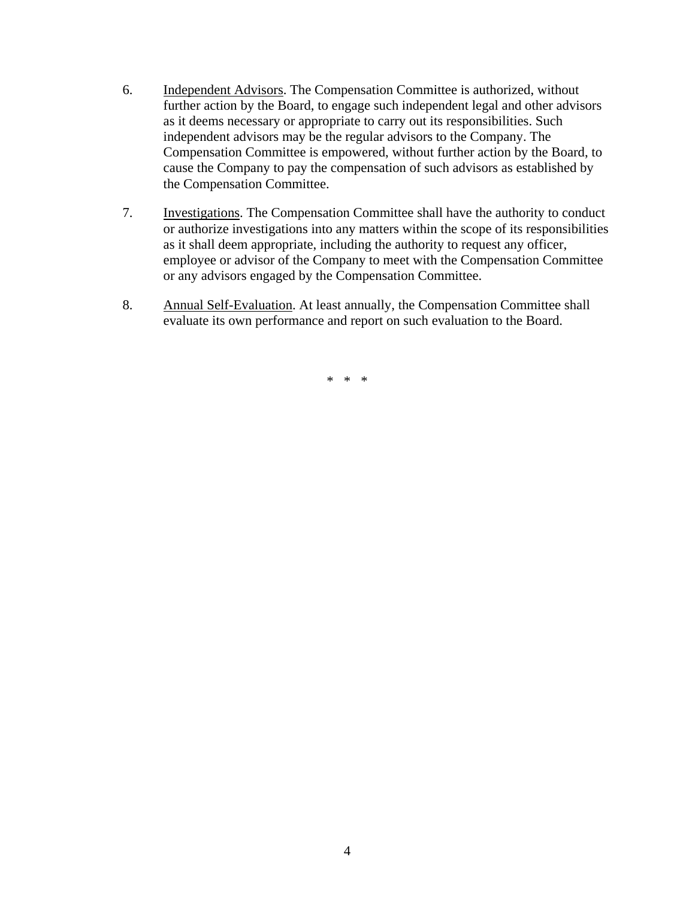6. <u>Independent Advisors</u>. The Compensation Committee is authorized, without further action by the Board, to engage such independent legal and other advisors as it deems necessary or appropriate to carry out its responsibilities. Such independent advisors may be the regular advisors to the Company. The Compensation Committee is empowered, without further action by the Board, to cause the Company to pay the compensation of such advisors as established by the Compensation Committee.

7. <u>Investigations</u>. The Compensation Committee shall have the authority to conduct or authorize investigations into any matters within the scope of its responsibilities as it shall deem appropriate, including the authority to request any officer, employee or advisor of the Company to meet with the Compensation Committee or any advisors engaged by the Compensation Committee.

8. <u>Annual Self-Evaluation</u>. At least annually, the Compensation Committee shall evaluate its own performance and report on such evaluation to the Board.

\* \* \*